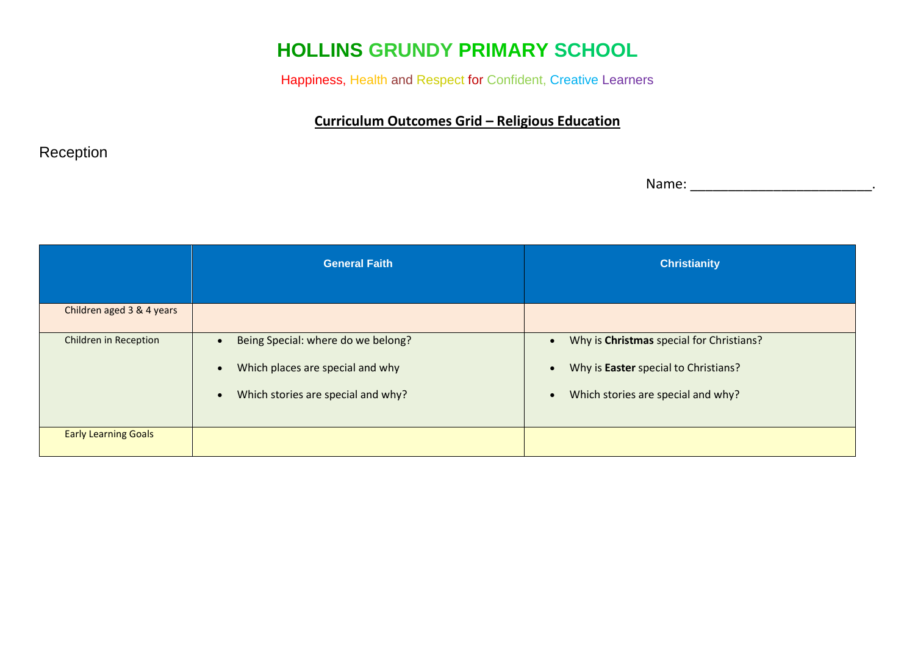# HOLLINS GRUNDY PRIMARY SCHOOL

Happiness, Health and Respect for Confident, Creative Learners

## Curriculum Outcomes Grid – Religious Education

Reception

Name: ________________________.

| | General Faith | Christianity |
|---|---|---|
| Children aged 3 & 4 years | | |
| Children in Reception | • Being Special: where do we belong?<br>• Which places are special and why<br>• Which stories are special and why? | • Why is **Christmas** special for Christians?<br>• Why is **Easter** special to Christians?<br>• Which stories are special and why? |
| Early Learning Goals | | |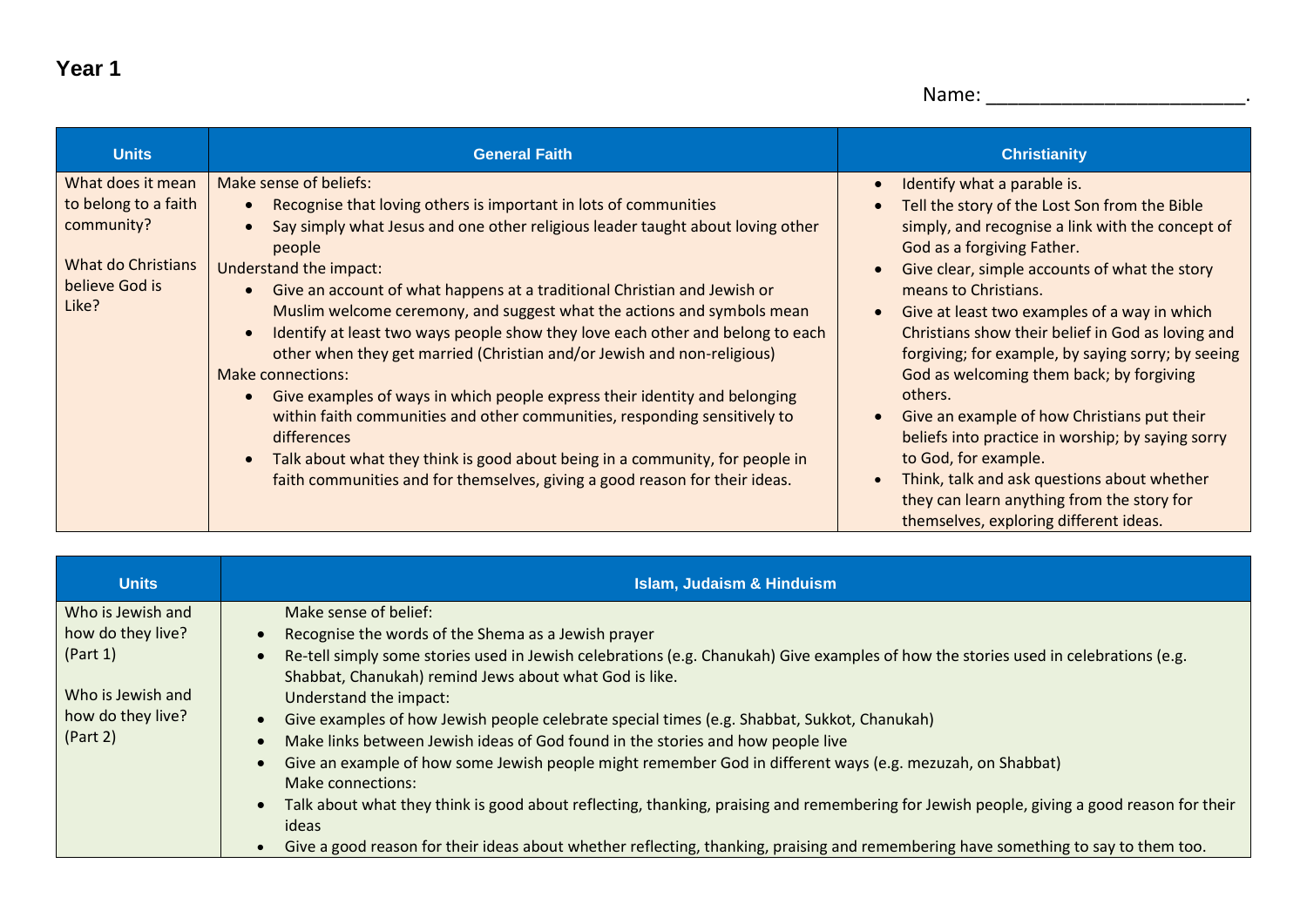# Year 1

Name: ________________________.

| Units | General Faith | Christianity |
|---|---|---|
| What does it mean to belong to a faith community?<br><br>What do Christians believe God is Like? | Make sense of beliefs:<br>• Recognise that loving others is important in lots of communities<br>• Say simply what Jesus and one other religious leader taught about loving other people<br>Understand the impact:<br>• Give an account of what happens at a traditional Christian and Jewish or Muslim welcome ceremony, and suggest what the actions and symbols mean<br>• Identify at least two ways people show they love each other and belong to each other when they get married (Christian and/or Jewish and non-religious)<br>Make connections:<br>• Give examples of ways in which people express their identity and belonging within faith communities and other communities, responding sensitively to differences<br>• Talk about what they think is good about being in a community, for people in faith communities and for themselves, giving a good reason for their ideas. | • Identify what a parable is.<br>• Tell the story of the Lost Son from the Bible simply, and recognise a link with the concept of God as a forgiving Father.<br>• Give clear, simple accounts of what the story means to Christians.<br>• Give at least two examples of a way in which Christians show their belief in God as loving and forgiving; for example, by saying sorry; by seeing God as welcoming them back; by forgiving others.<br>• Give an example of how Christians put their beliefs into practice in worship; by saying sorry to God, for example.<br>• Think, talk and ask questions about whether they can learn anything from the story for themselves, exploring different ideas. |

| Units | Islam, Judaism & Hinduism |
|---|---|
| Who is Jewish and how do they live? (Part 1)<br><br>Who is Jewish and how do they live? (Part 2) | Make sense of belief:<br>• Recognise the words of the Shema as a Jewish prayer<br>• Re-tell simply some stories used in Jewish celebrations (e.g. Chanukah) Give examples of how the stories used in celebrations (e.g. Shabbat, Chanukah) remind Jews about what God is like.<br>Understand the impact:<br>• Give examples of how Jewish people celebrate special times (e.g. Shabbat, Sukkot, Chanukah)<br>• Make links between Jewish ideas of God found in the stories and how people live<br>• Give an example of how some Jewish people might remember God in different ways (e.g. mezuzah, on Shabbat)<br>Make connections:<br>• Talk about what they think is good about reflecting, thanking, praising and remembering for Jewish people, giving a good reason for their ideas<br>• Give a good reason for their ideas about whether reflecting, thanking, praising and remembering have something to say to them too. |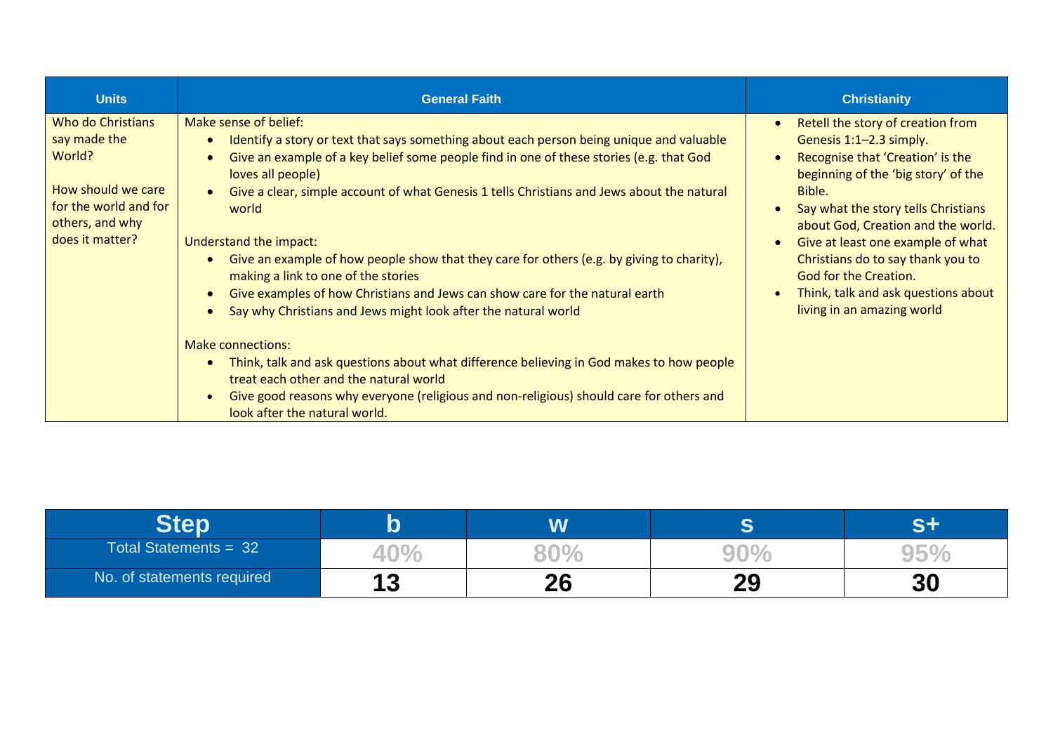| Units | General Faith | Christianity |
| --- | --- | --- |
| Who do Christians say made the World?<br><br>How should we care for the world and for others, and why does it matter? | Make sense of belief:<br>• Identify a story or text that says something about each person being unique and valuable<br>• Give an example of a key belief some people find in one of these stories (e.g. that God loves all people)<br>• Give a clear, simple account of what Genesis 1 tells Christians and Jews about the natural world<br><br>Understand the impact:<br>• Give an example of how people show that they care for others (e.g. by giving to charity), making a link to one of the stories<br>• Give examples of how Christians and Jews can show care for the natural earth<br>• Say why Christians and Jews might look after the natural world<br><br>Make connections:<br>• Think, talk and ask questions about what difference believing in God makes to how people treat each other and the natural world<br>• Give good reasons why everyone (religious and non-religious) should care for others and look after the natural world. | • Retell the story of creation from Genesis 1:1–2.3 simply.<br>• Recognise that 'Creation' is the beginning of the 'big story' of the Bible.<br>• Say what the story tells Christians about God, Creation and the world.<br>• Give at least one example of what Christians do to say thank you to God for the Creation.<br>• Think, talk and ask questions about living in an amazing world |

| Step | b | w | s | s+ |
| --- | --- | --- | --- | --- |
| Total Statements = 32 | 40% | 80% | 90% | 95% |
| No. of statements required | 13 | 26 | 29 | 30 |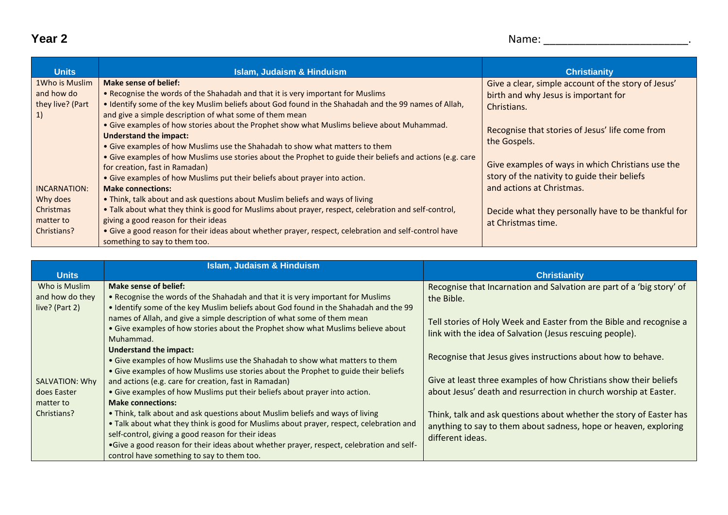**Year 2**

Name: ________________________.

| Units | Islam, Judaism & Hinduism | Christianity |
|---|---|---|
| 1Who is Muslim and how do they live? (Part 1)<br><br>INCARNATION: Why does Christmas matter to Christians? | **Make sense of belief:**<br>• Recognise the words of the Shahadah and that it is very important for Muslims<br>• Identify some of the key Muslim beliefs about God found in the Shahadah and the 99 names of Allah, and give a simple description of what some of them mean<br>• Give examples of how stories about the Prophet show what Muslims believe about Muhammad.<br>**Understand the impact:**<br>• Give examples of how Muslims use the Shahadah to show what matters to them<br>• Give examples of how Muslims use stories about the Prophet to guide their beliefs and actions (e.g. care for creation, fast in Ramadan)<br>• Give examples of how Muslims put their beliefs about prayer into action.<br>**Make connections:**<br>• Think, talk about and ask questions about Muslim beliefs and ways of living<br>• Talk about what they think is good for Muslims about prayer, respect, celebration and self-control, giving a good reason for their ideas<br>• Give a good reason for their ideas about whether prayer, respect, celebration and self-control have something to say to them too. | Give a clear, simple account of the story of Jesus' birth and why Jesus is important for Christians.<br><br>Recognise that stories of Jesus' life come from the Gospels.<br><br>Give examples of ways in which Christians use the story of the nativity to guide their beliefs and actions at Christmas.<br><br>Decide what they personally have to be thankful for at Christmas time. |

| Units | Islam, Judaism & Hinduism | Christianity |
|---|---|---|
| Who is Muslim and how do they live? (Part 2)<br><br>SALVATION: Why does Easter matter to Christians? | **Make sense of belief:**<br>• Recognise the words of the Shahadah and that it is very important for Muslims<br>• Identify some of the key Muslim beliefs about God found in the Shahadah and the 99 names of Allah, and give a simple description of what some of them mean<br>• Give examples of how stories about the Prophet show what Muslims believe about Muhammad.<br>**Understand the impact:**<br>• Give examples of how Muslims use the Shahadah to show what matters to them<br>• Give examples of how Muslims use stories about the Prophet to guide their beliefs and actions (e.g. care for creation, fast in Ramadan)<br>• Give examples of how Muslims put their beliefs about prayer into action.<br>**Make connections:**<br>• Think, talk about and ask questions about Muslim beliefs and ways of living<br>• Talk about what they think is good for Muslims about prayer, respect, celebration and self-control, giving a good reason for their ideas<br>•Give a good reason for their ideas about whether prayer, respect, celebration and self-control have something to say to them too. | Recognise that Incarnation and Salvation are part of a 'big story' of the Bible.<br><br>Tell stories of Holy Week and Easter from the Bible and recognise a link with the idea of Salvation (Jesus rescuing people).<br><br>Recognise that Jesus gives instructions about how to behave.<br><br>Give at least three examples of how Christians show their beliefs about Jesus' death and resurrection in church worship at Easter.<br><br>Think, talk and ask questions about whether the story of Easter has anything to say to them about sadness, hope or heaven, exploring different ideas. |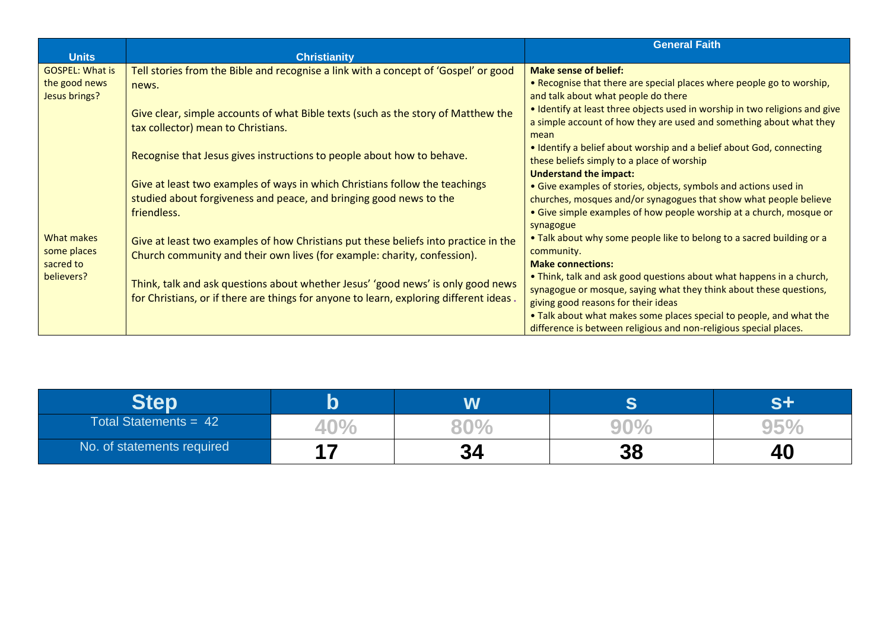| Units | Christianity | General Faith |
|---|---|---|
| GOSPEL: What is the good news Jesus brings?<br><br>What makes some places sacred to believers? | Tell stories from the Bible and recognise a link with a concept of 'Gospel' or good news.<br><br>Give clear, simple accounts of what Bible texts (such as the story of Matthew the tax collector) mean to Christians.<br><br>Recognise that Jesus gives instructions to people about how to behave.<br><br>Give at least two examples of ways in which Christians follow the teachings studied about forgiveness and peace, and bringing good news to the friendless.<br><br>Give at least two examples of how Christians put these beliefs into practice in the Church community and their own lives (for example: charity, confession).<br><br>Think, talk and ask questions about whether Jesus' 'good news' is only good news for Christians, or if there are things for anyone to learn, exploring different ideas . | **Make sense of belief:**<br>• Recognise that there are special places where people go to worship, and talk about what people do there<br>• Identify at least three objects used in worship in two religions and give a simple account of how they are used and something about what they mean<br>• Identify a belief about worship and a belief about God, connecting these beliefs simply to a place of worship<br>**Understand the impact:**<br>• Give examples of stories, objects, symbols and actions used in churches, mosques and/or synagogues that show what people believe<br>• Give simple examples of how people worship at a church, mosque or synagogue<br>• Talk about why some people like to belong to a sacred building or a community.<br>**Make connections:**<br>• Think, talk and ask good questions about what happens in a church, synagogue or mosque, saying what they think about these questions, giving good reasons for their ideas<br>• Talk about what makes some places special to people, and what the difference is between religious and non-religious special places. |

| Step | b | w | s | s+ |
|---|---|---|---|---|
| Total Statements = 42 | 40% | 80% | 90% | 95% |
| No. of statements required | **17** | **34** | **38** | **40** |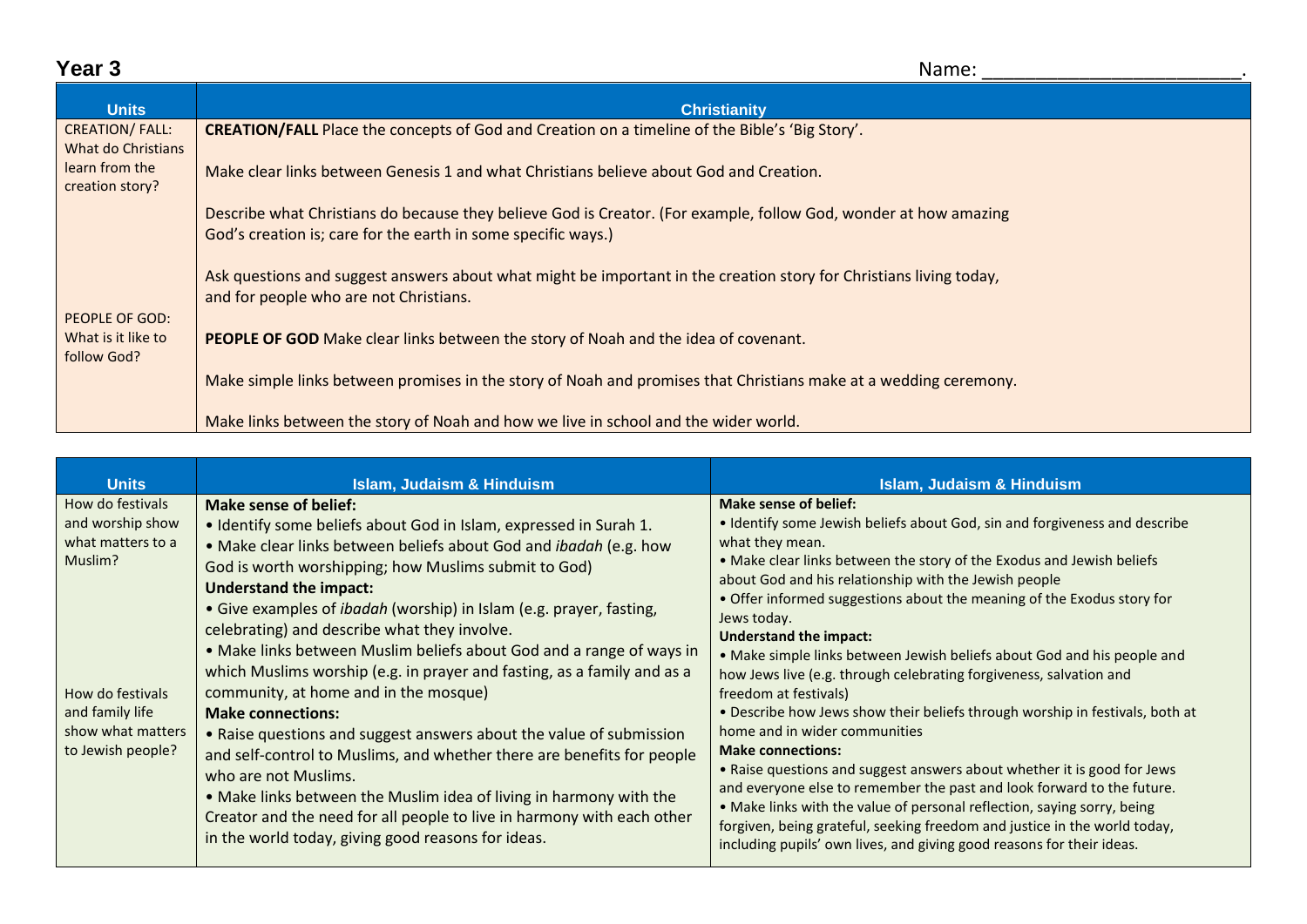# Year 3

Name: ________________________.

| Units | Christianity |
|---|---|
| CREATION/ FALL: What do Christians learn from the creation story?<br><br>PEOPLE OF GOD: What is it like to follow God? | **CREATION/FALL** Place the concepts of God and Creation on a timeline of the Bible's 'Big Story'.<br><br>Make clear links between Genesis 1 and what Christians believe about God and Creation.<br><br>Describe what Christians do because they believe God is Creator. (For example, follow God, wonder at how amazing God's creation is; care for the earth in some specific ways.)<br><br>Ask questions and suggest answers about what might be important in the creation story for Christians living today, and for people who are not Christians.<br><br>**PEOPLE OF GOD** Make clear links between the story of Noah and the idea of covenant.<br><br>Make simple links between promises in the story of Noah and promises that Christians make at a wedding ceremony.<br><br>Make links between the story of Noah and how we live in school and the wider world. |

| Units | Islam, Judaism & Hinduism | Islam, Judaism & Hinduism |
|---|---|---|
| How do festivals and worship show what matters to a Muslim?<br><br>How do festivals and family life show what matters to Jewish people? | **Make sense of belief:**<br>• Identify some beliefs about God in Islam, expressed in Surah 1.<br>• Make clear links between beliefs about God and *ibadah* (e.g. how God is worth worshipping; how Muslims submit to God)<br>**Understand the impact:**<br>• Give examples of *ibadah* (worship) in Islam (e.g. prayer, fasting, celebrating) and describe what they involve.<br>• Make links between Muslim beliefs about God and a range of ways in which Muslims worship (e.g. in prayer and fasting, as a family and as a community, at home and in the mosque)<br>**Make connections:**<br>• Raise questions and suggest answers about the value of submission and self-control to Muslims, and whether there are benefits for people who are not Muslims.<br>• Make links between the Muslim idea of living in harmony with the Creator and the need for all people to live in harmony with each other in the world today, giving good reasons for ideas. | **Make sense of belief:**<br>• Identify some Jewish beliefs about God, sin and forgiveness and describe what they mean.<br>• Make clear links between the story of the Exodus and Jewish beliefs about God and his relationship with the Jewish people<br>• Offer informed suggestions about the meaning of the Exodus story for Jews today.<br>**Understand the impact:**<br>• Make simple links between Jewish beliefs about God and his people and how Jews live (e.g. through celebrating forgiveness, salvation and freedom at festivals)<br>• Describe how Jews show their beliefs through worship in festivals, both at home and in wider communities<br>**Make connections:**<br>• Raise questions and suggest answers about whether it is good for Jews and everyone else to remember the past and look forward to the future.<br>• Make links with the value of personal reflection, saying sorry, being forgiven, being grateful, seeking freedom and justice in the world today, including pupils' own lives, and giving good reasons for their ideas. |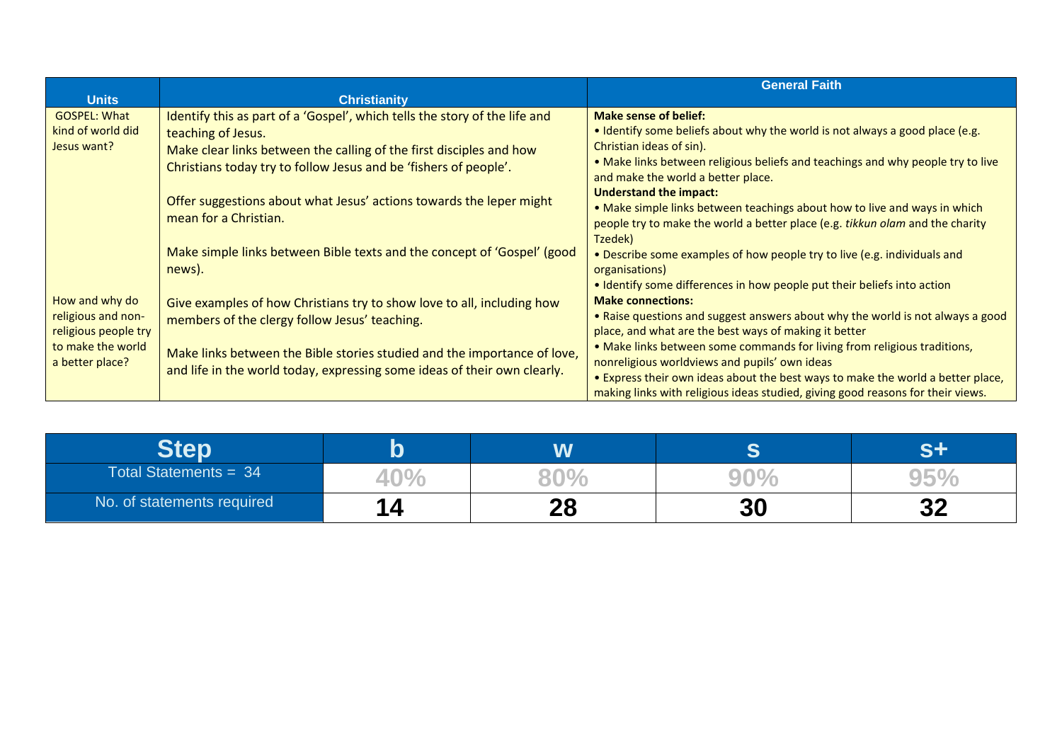| Units | Christianity | General Faith |
| --- | --- | --- |
| GOSPEL: What kind of world did Jesus want? | Identify this as part of a 'Gospel', which tells the story of the life and teaching of Jesus.<br>Make clear links between the calling of the first disciples and how Christians today try to follow Jesus and be 'fishers of people'.<br><br>Offer suggestions about what Jesus' actions towards the leper might mean for a Christian.<br><br>Make simple links between Bible texts and the concept of 'Gospel' (good news). | **Make sense of belief:**<br>• Identify some beliefs about why the world is not always a good place (e.g. Christian ideas of sin).<br>• Make links between religious beliefs and teachings and why people try to live and make the world a better place.<br>**Understand the impact:**<br>• Make simple links between teachings about how to live and ways in which people try to make the world a better place (e.g. *tikkun olam* and the charity Tzedek)<br>• Describe some examples of how people try to live (e.g. individuals and organisations)<br>• Identify some differences in how people put their beliefs into action<br>**Make connections:**<br>• Raise questions and suggest answers about why the world is not always a good place, and what are the best ways of making it better<br>• Make links between some commands for living from religious traditions, nonreligious worldviews and pupils' own ideas<br>• Express their own ideas about the best ways to make the world a better place, making links with religious ideas studied, giving good reasons for their views. |
| How and why do religious and non-religious people try to make the world a better place? | Give examples of how Christians try to show love to all, including how members of the clergy follow Jesus' teaching.<br><br>Make links between the Bible stories studied and the importance of love, and life in the world today, expressing some ideas of their own clearly. | |

| Step | b | w | s | s+ |
| --- | --- | --- | --- | --- |
| Total Statements = 34 | 40% | 80% | 90% | 95% |
| No. of statements required | 14 | 28 | 30 | 32 |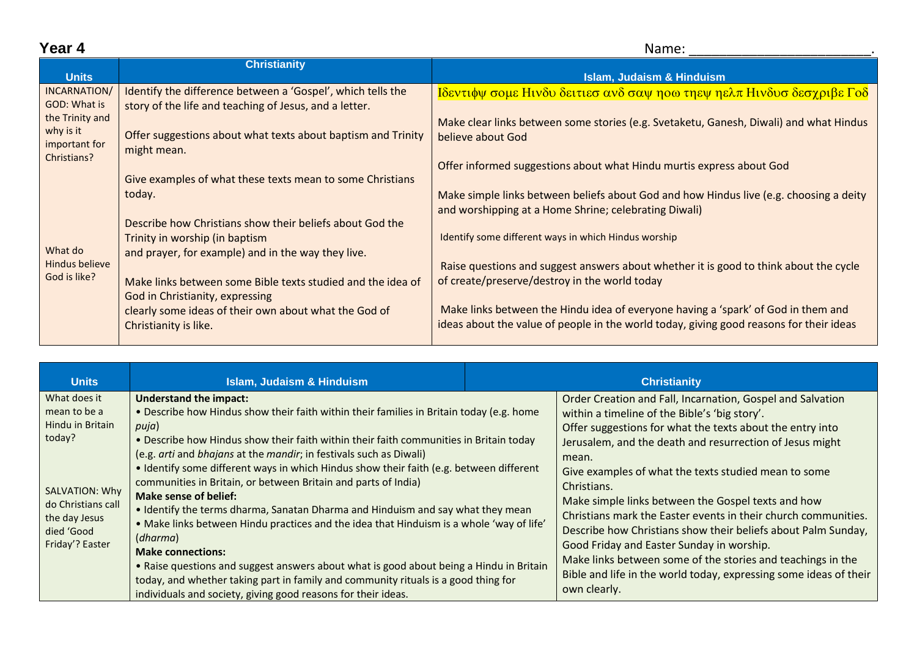## Year 4

Name: _______________________.

| Units | Christianity | Islam, Judaism & Hinduism |
| --- | --- | --- |
| INCARNATION/ GOD: What is the Trinity and why is it important for Christians?<br><br>What do Hindus believe God is like? | Identify the difference between a 'Gospel', which tells the story of the life and teaching of Jesus, and a letter.<br><br>Offer suggestions about what texts about baptism and Trinity might mean.<br><br>Give examples of what these texts mean to some Christians today.<br><br>Describe how Christians show their beliefs about God the Trinity in worship (in baptism and prayer, for example) and in the way they live.<br><br>Make links between some Bible texts studied and the idea of God in Christianity, expressing clearly some ideas of their own about what the God of Christianity is like. | Ιδεντιφψ σομε Ηινδυ δειτιεσ ανδ σαψ ηοω τηεψ ηελπ Ηινδυσ δεσχριβε Γοδ<br><br>Make clear links between some stories (e.g. Svetaketu, Ganesh, Diwali) and what Hindus believe about God<br><br>Offer informed suggestions about what Hindu murtis express about God<br><br>Make simple links between beliefs about God and how Hindus live (e.g. choosing a deity and worshipping at a Home Shrine; celebrating Diwali)<br><br>Identify some different ways in which Hindus worship<br><br>Raise questions and suggest answers about whether it is good to think about the cycle of create/preserve/destroy in the world today<br><br>Make links between the Hindu idea of everyone having a 'spark' of God in them and ideas about the value of people in the world today, giving good reasons for their ideas |

| Units | Islam, Judaism & Hinduism | Christianity |
| --- | --- | --- |
| What does it mean to be a Hindu in Britain today?<br><br>SALVATION: Why do Christians call the day Jesus died 'Good Friday'? Easter | **Understand the impact:**<br>• Describe how Hindus show their faith within their families in Britain today (e.g. home *puja*)<br>• Describe how Hindus show their faith within their faith communities in Britain today (e.g. *arti* and *bhajans* at the *mandir*; in festivals such as Diwali)<br>• Identify some different ways in which Hindus show their faith (e.g. between different communities in Britain, or between Britain and parts of India)<br>**Make sense of belief:**<br>• Identify the terms dharma, Sanatan Dharma and Hinduism and say what they mean<br>• Make links between Hindu practices and the idea that Hinduism is a whole 'way of life' (*dharma*)<br>**Make connections:**<br>• Raise questions and suggest answers about what is good about being a Hindu in Britain today, and whether taking part in family and community rituals is a good thing for individuals and society, giving good reasons for their ideas. | Order Creation and Fall, Incarnation, Gospel and Salvation within a timeline of the Bible's 'big story'.<br>Offer suggestions for what the texts about the entry into Jerusalem, and the death and resurrection of Jesus might mean.<br>Give examples of what the texts studied mean to some Christians.<br>Make simple links between the Gospel texts and how Christians mark the Easter events in their church communities.<br>Describe how Christians show their beliefs about Palm Sunday, Good Friday and Easter Sunday in worship.<br>Make links between some of the stories and teachings in the Bible and life in the world today, expressing some ideas of their own clearly. |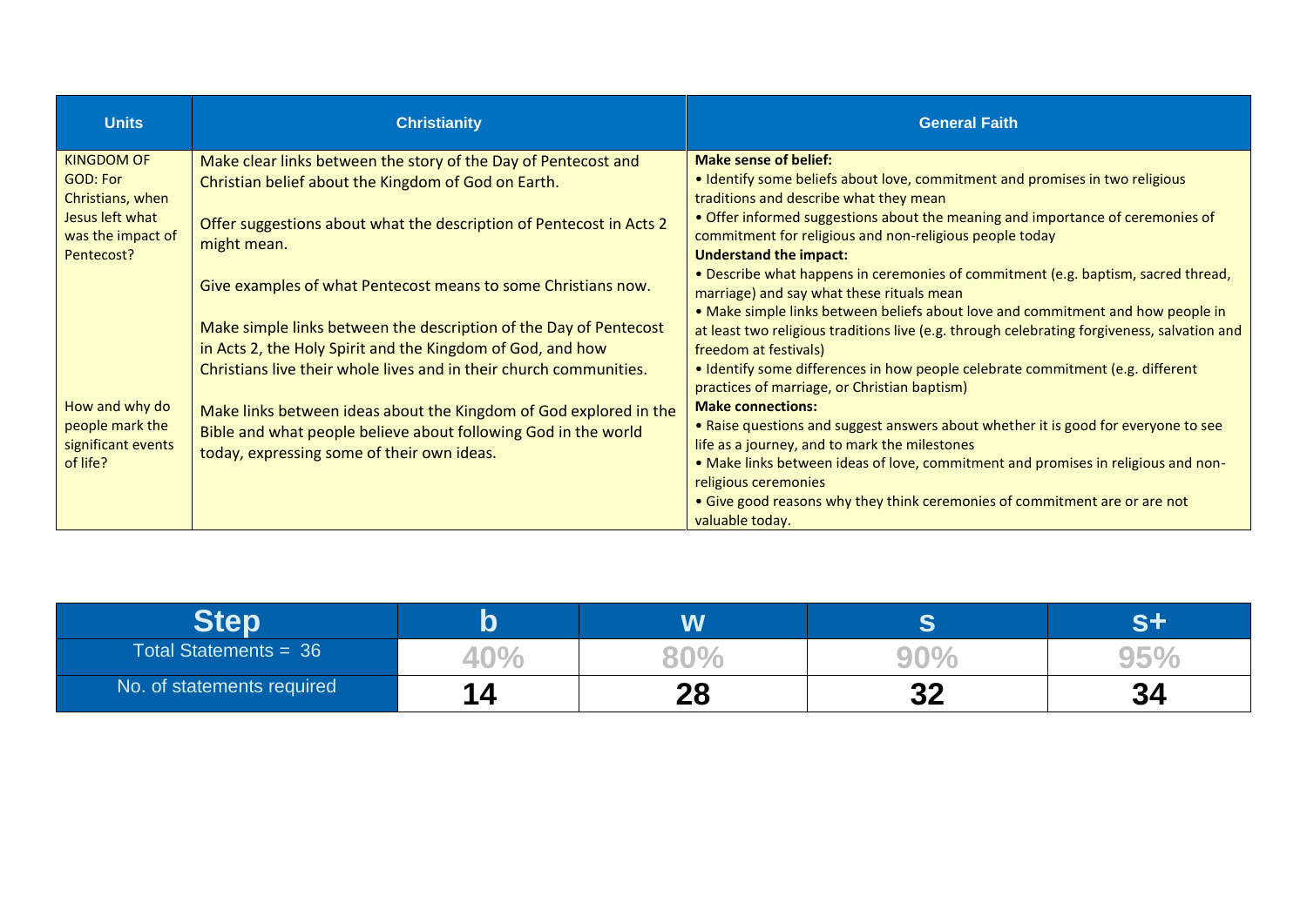| Units | Christianity | General Faith |
|---|---|---|
| KINGDOM OF GOD: For Christians, when Jesus left what was the impact of Pentecost?<br><br>How and why do people mark the significant events of life? | Make clear links between the story of the Day of Pentecost and Christian belief about the Kingdom of God on Earth.<br><br>Offer suggestions about what the description of Pentecost in Acts 2 might mean.<br><br>Give examples of what Pentecost means to some Christians now.<br><br>Make simple links between the description of the Day of Pentecost in Acts 2, the Holy Spirit and the Kingdom of God, and how Christians live their whole lives and in their church communities.<br><br>Make links between ideas about the Kingdom of God explored in the Bible and what people believe about following God in the world today, expressing some of their own ideas. | **Make sense of belief:**<br>• Identify some beliefs about love, commitment and promises in two religious traditions and describe what they mean<br>• Offer informed suggestions about the meaning and importance of ceremonies of commitment for religious and non-religious people today<br>**Understand the impact:**<br>• Describe what happens in ceremonies of commitment (e.g. baptism, sacred thread, marriage) and say what these rituals mean<br>• Make simple links between beliefs about love and commitment and how people in at least two religious traditions live (e.g. through celebrating forgiveness, salvation and freedom at festivals)<br>• Identify some differences in how people celebrate commitment (e.g. different practices of marriage, or Christian baptism)<br>**Make connections:**<br>• Raise questions and suggest answers about whether it is good for everyone to see life as a journey, and to mark the milestones<br>• Make links between ideas of love, commitment and promises in religious and non-religious ceremonies<br>• Give good reasons why they think ceremonies of commitment are or are not valuable today. |

| Step | b | w | s | s+ |
|---|---|---|---|---|
| Total Statements = 36 | 40% | 80% | 90% | 95% |
| No. of statements required | 14 | 28 | 32 | 34 |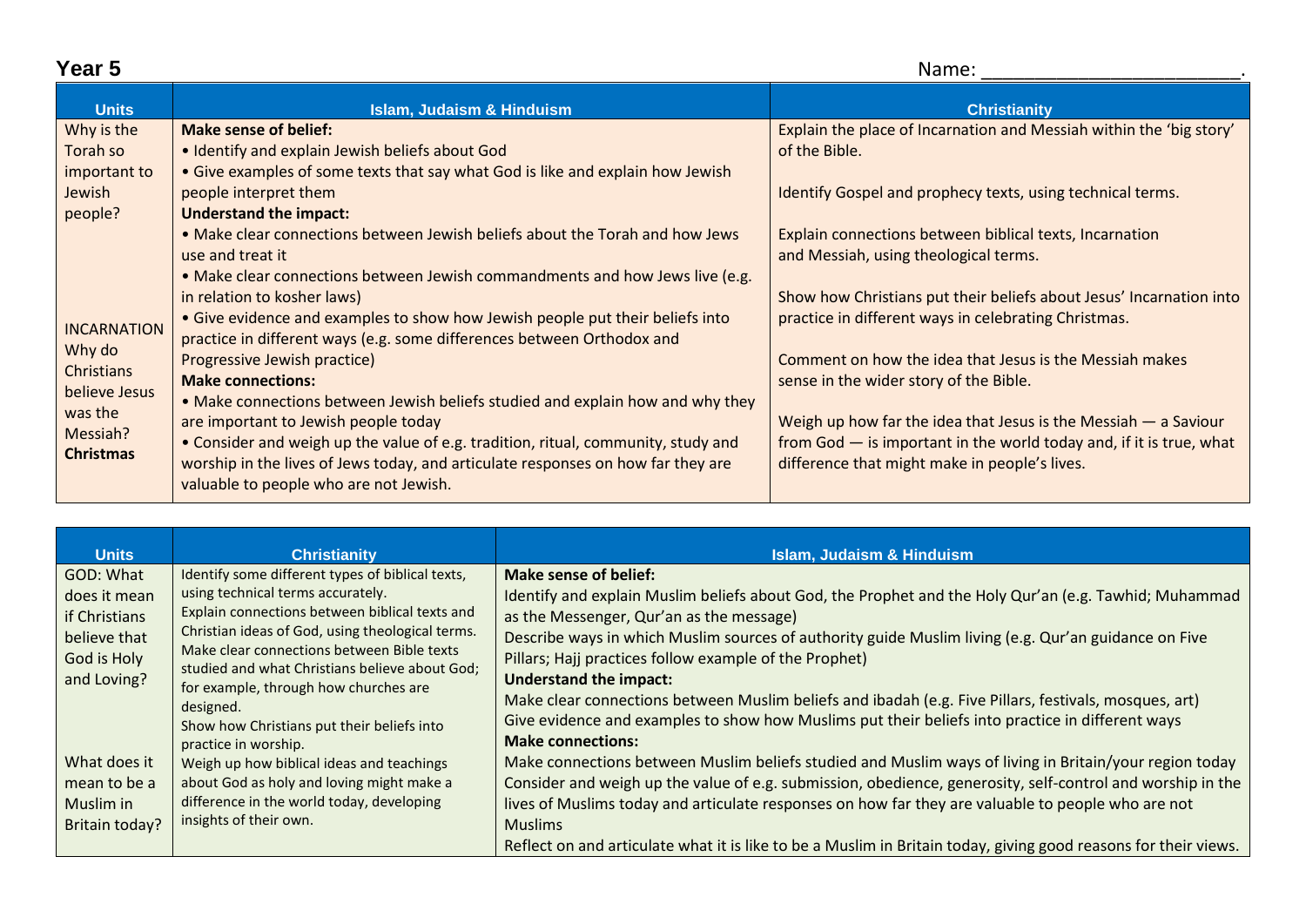# Year 5

Name: _______________________.

| Units | Islam, Judaism & Hinduism | Christianity |
|---|---|---|
| Why is the Torah so important to Jewish people?<br><br>INCARNATION Why do Christians believe Jesus was the Messiah? **Christmas** | **Make sense of belief:**<br>• Identify and explain Jewish beliefs about God<br>• Give examples of some texts that say what God is like and explain how Jewish people interpret them<br>**Understand the impact:**<br>• Make clear connections between Jewish beliefs about the Torah and how Jews use and treat it<br>• Make clear connections between Jewish commandments and how Jews live (e.g. in relation to kosher laws)<br>• Give evidence and examples to show how Jewish people put their beliefs into practice in different ways (e.g. some differences between Orthodox and Progressive Jewish practice)<br>**Make connections:**<br>• Make connections between Jewish beliefs studied and explain how and why they are important to Jewish people today<br>• Consider and weigh up the value of e.g. tradition, ritual, community, study and worship in the lives of Jews today, and articulate responses on how far they are valuable to people who are not Jewish. | Explain the place of Incarnation and Messiah within the 'big story' of the Bible.<br><br>Identify Gospel and prophecy texts, using technical terms.<br><br>Explain connections between biblical texts, Incarnation and Messiah, using theological terms.<br><br>Show how Christians put their beliefs about Jesus' Incarnation into practice in different ways in celebrating Christmas.<br><br>Comment on how the idea that Jesus is the Messiah makes sense in the wider story of the Bible.<br><br>Weigh up how far the idea that Jesus is the Messiah — a Saviour from God — is important in the world today and, if it is true, what difference that might make in people's lives. |

| Units | Christianity | Islam, Judaism & Hinduism |
|---|---|---|
| GOD: What does it mean if Christians believe that God is Holy and Loving?<br><br>What does it mean to be a Muslim in Britain today? | Identify some different types of biblical texts, using technical terms accurately.<br>Explain connections between biblical texts and Christian ideas of God, using theological terms.<br>Make clear connections between Bible texts studied and what Christians believe about God; for example, through how churches are designed.<br>Show how Christians put their beliefs into practice in worship.<br>Weigh up how biblical ideas and teachings about God as holy and loving might make a difference in the world today, developing insights of their own. | **Make sense of belief:**<br>Identify and explain Muslim beliefs about God, the Prophet and the Holy Qur'an (e.g. Tawhid; Muhammad as the Messenger, Qur'an as the message)<br>Describe ways in which Muslim sources of authority guide Muslim living (e.g. Qur'an guidance on Five Pillars; Hajj practices follow example of the Prophet)<br>**Understand the impact:**<br>Make clear connections between Muslim beliefs and ibadah (e.g. Five Pillars, festivals, mosques, art)<br>Give evidence and examples to show how Muslims put their beliefs into practice in different ways<br>**Make connections:**<br>Make connections between Muslim beliefs studied and Muslim ways of living in Britain/your region today<br>Consider and weigh up the value of e.g. submission, obedience, generosity, self-control and worship in the lives of Muslims today and articulate responses on how far they are valuable to people who are not Muslims<br>Reflect on and articulate what it is like to be a Muslim in Britain today, giving good reasons for their views. |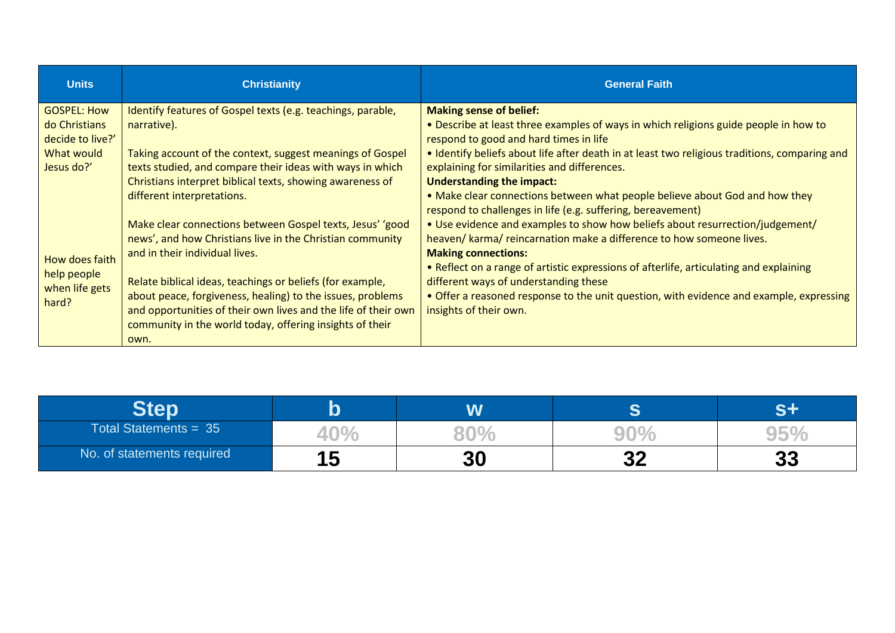| Units | Christianity | General Faith |
|---|---|---|
| GOSPEL: How do Christians decide to live?' What would Jesus do?'<br><br>How does faith help people when life gets hard? | Identify features of Gospel texts (e.g. teachings, parable, narrative).<br><br>Taking account of the context, suggest meanings of Gospel texts studied, and compare their ideas with ways in which Christians interpret biblical texts, showing awareness of different interpretations.<br><br>Make clear connections between Gospel texts, Jesus' 'good news', and how Christians live in the Christian community and in their individual lives.<br><br>Relate biblical ideas, teachings or beliefs (for example, about peace, forgiveness, healing) to the issues, problems and opportunities of their own lives and the life of their own community in the world today, offering insights of their own. | **Making sense of belief:**<br>• Describe at least three examples of ways in which religions guide people in how to respond to good and hard times in life<br>• Identify beliefs about life after death in at least two religious traditions, comparing and explaining for similarities and differences.<br>**Understanding the impact:**<br>• Make clear connections between what people believe about God and how they respond to challenges in life (e.g. suffering, bereavement)<br>• Use evidence and examples to show how beliefs about resurrection/judgement/ heaven/ karma/ reincarnation make a difference to how someone lives.<br>**Making connections:**<br>• Reflect on a range of artistic expressions of afterlife, articulating and explaining different ways of understanding these<br>• Offer a reasoned response to the unit question, with evidence and example, expressing insights of their own. |

| Step | b | w | s | s+ |
|---|---|---|---|---|
| Total Statements = 35 | 40% | 80% | 90% | 95% |
| No. of statements required | 15 | 30 | 32 | 33 |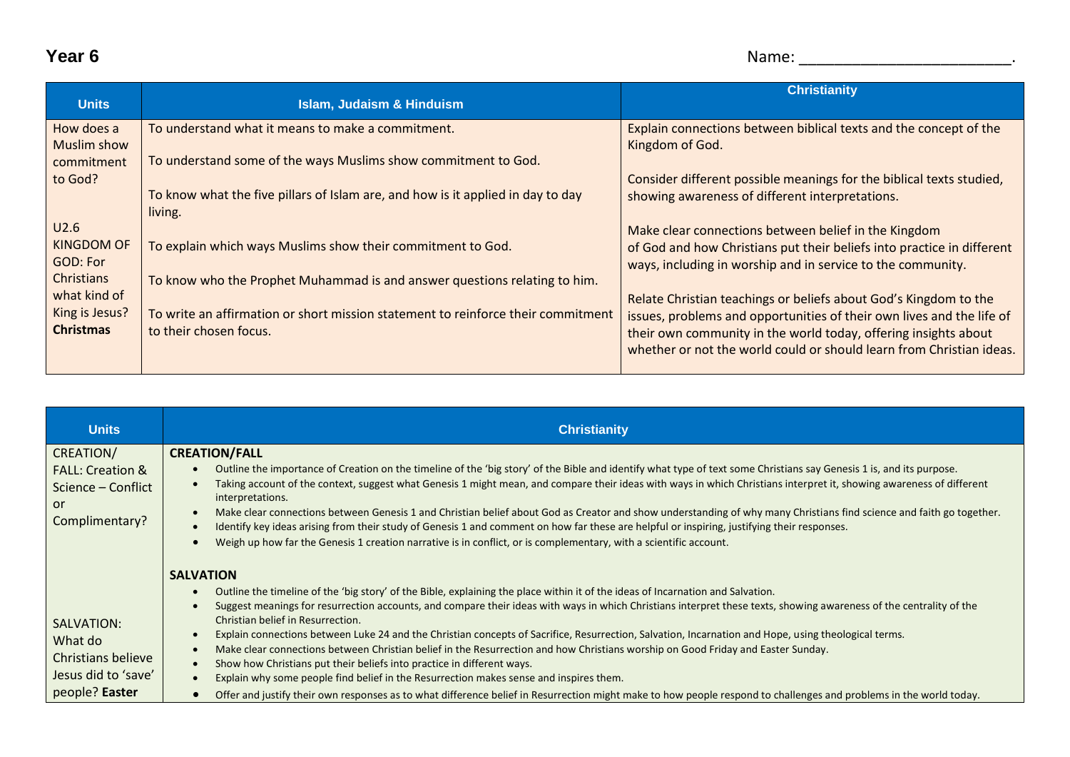**Year 6** Name: ________________________.

| Units | Islam, Judaism & Hinduism | Christianity |
|---|---|---|
| How does a Muslim show commitment to God?<br><br>U2.6 KINGDOM OF GOD: For Christians what kind of King is Jesus? **Christmas** | To understand what it means to make a commitment.<br><br>To understand some of the ways Muslims show commitment to God.<br><br>To know what the five pillars of Islam are, and how is it applied in day to day living.<br><br>To explain which ways Muslims show their commitment to God.<br><br>To know who the Prophet Muhammad is and answer questions relating to him.<br><br>To write an affirmation or short mission statement to reinforce their commitment to their chosen focus. | Explain connections between biblical texts and the concept of the Kingdom of God.<br><br>Consider different possible meanings for the biblical texts studied, showing awareness of different interpretations.<br><br>Make clear connections between belief in the Kingdom of God and how Christians put their beliefs into practice in different ways, including in worship and in service to the community.<br><br>Relate Christian teachings or beliefs about God's Kingdom to the issues, problems and opportunities of their own lives and the life of their own community in the world today, offering insights about whether or not the world could or should learn from Christian ideas. |

| Units | Christianity |
|---|---|
| CREATION/ FALL: Creation & Science – Conflict or Complimentary? | **CREATION/FALL**<br>• Outline the importance of Creation on the timeline of the 'big story' of the Bible and identify what type of text some Christians say Genesis 1 is, and its purpose.<br>• Taking account of the context, suggest what Genesis 1 might mean, and compare their ideas with ways in which Christians interpret it, showing awareness of different interpretations.<br>• Make clear connections between Genesis 1 and Christian belief about God as Creator and show understanding of why many Christians find science and faith go together.<br>• Identify key ideas arising from their study of Genesis 1 and comment on how far these are helpful or inspiring, justifying their responses.<br>• Weigh up how far the Genesis 1 creation narrative is in conflict, or is complementary, with a scientific account. |
| SALVATION: What do Christians believe Jesus did to 'save' people? **Easter** | **SALVATION**<br>• Outline the timeline of the 'big story' of the Bible, explaining the place within it of the ideas of Incarnation and Salvation.<br>• Suggest meanings for resurrection accounts, and compare their ideas with ways in which Christians interpret these texts, showing awareness of the centrality of the Christian belief in Resurrection.<br>• Explain connections between Luke 24 and the Christian concepts of Sacrifice, Resurrection, Salvation, Incarnation and Hope, using theological terms.<br>• Make clear connections between Christian belief in the Resurrection and how Christians worship on Good Friday and Easter Sunday.<br>• Show how Christians put their beliefs into practice in different ways.<br>• Explain why some people find belief in the Resurrection makes sense and inspires them.<br>• Offer and justify their own responses as to what difference belief in Resurrection might make to how people respond to challenges and problems in the world today. |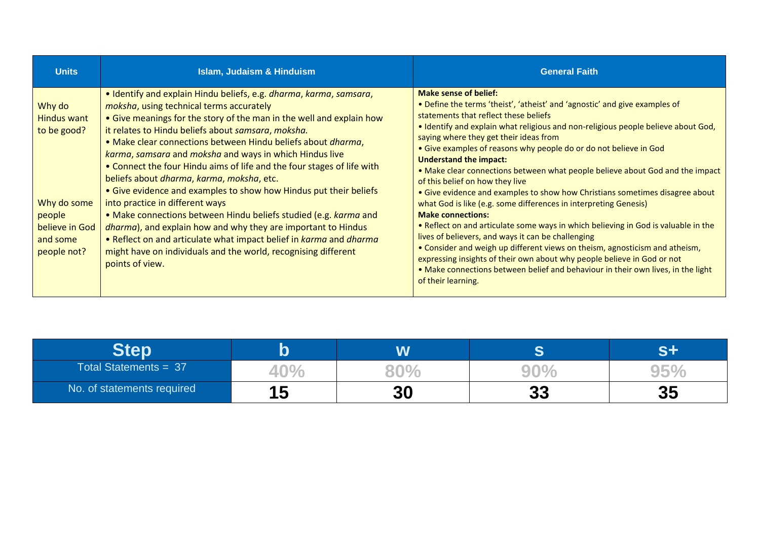| Units | Islam, Judaism & Hinduism | General Faith |
|---|---|---|
| Why do Hindus want to be good?<br><br>Why do some people believe in God and some people not? | • Identify and explain Hindu beliefs, e.g. *dharma*, *karma*, *samsara*, *moksha*, using technical terms accurately<br>• Give meanings for the story of the man in the well and explain how it relates to Hindu beliefs about *samsara*, *moksha.*<br>• Make clear connections between Hindu beliefs about *dharma*, *karma*, *samsara* and *moksha* and ways in which Hindus live<br>• Connect the four Hindu aims of life and the four stages of life with beliefs about *dharma*, *karma*, *moksha*, etc.<br>• Give evidence and examples to show how Hindus put their beliefs into practice in different ways<br>• Make connections between Hindu beliefs studied (e.g. *karma* and *dharma*), and explain how and why they are important to Hindus<br>• Reflect on and articulate what impact belief in *karma* and *dharma* might have on individuals and the world, recognising different points of view. | **Make sense of belief:**<br>• Define the terms 'theist', 'atheist' and 'agnostic' and give examples of statements that reflect these beliefs<br>• Identify and explain what religious and non-religious people believe about God, saying where they get their ideas from<br>• Give examples of reasons why people do or do not believe in God<br>**Understand the impact:**<br>• Make clear connections between what people believe about God and the impact of this belief on how they live<br>• Give evidence and examples to show how Christians sometimes disagree about what God is like (e.g. some differences in interpreting Genesis)<br>**Make connections:**<br>• Reflect on and articulate some ways in which believing in God is valuable in the lives of believers, and ways it can be challenging<br>• Consider and weigh up different views on theism, agnosticism and atheism, expressing insights of their own about why people believe in God or not<br>• Make connections between belief and behaviour in their own lives, in the light of their learning. |

| Step | b | w | s | s+ |
|---|---|---|---|---|
| Total Statements = 37 | 40% | 80% | 90% | 95% |
| No. of statements required | **15** | **30** | **33** | **35** |